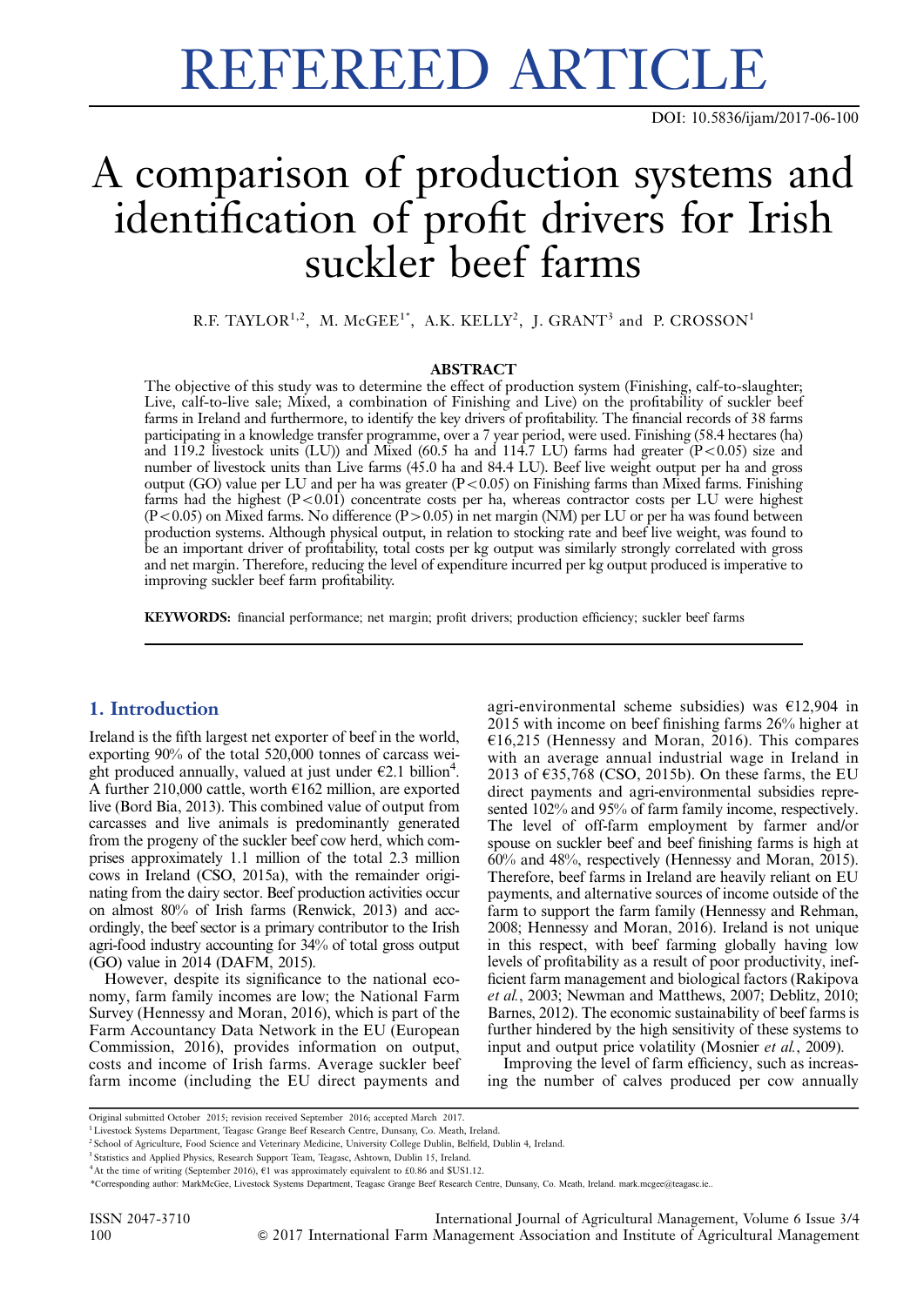# REFEREED ARTICLE

DOI: 10.5836/ijam/2017-06-100

# A comparison of production systems and identification of profit drivers for Irish suckler beef farms

R.F. TAYLOR[1,2], M. McGEE[1*], A.K. KELLY[2], J. GRANT[3] and P. CROSSON[1]

## ABSTRACT

The objective of this study was to determine the effect of production system (Finishing, calf-to-slaughter; Live, calf-to-live sale; Mixed, a combination of Finishing and Live) on the profitability of suckler beef farms in Ireland and furthermore, to identify the key drivers of profitability. The financial records of 38 farms participating in a knowledge transfer programme, over a 7 year period, were used. Finishing (58.4 hectares (ha) and 119.2 livestock units (LU)) and Mixed (60.5 ha and 114.7 LU) farms had greater ($P<0.05$) size and number of livestock units than Live farms (45.0 ha and 84.4 LU). Beef live weight output per ha and gross output (GO) value per LU and per ha was greater ($P<0.05$) on Finishing farms than Mixed farms. Finishing farms had the highest ($P<0.01$) concentrate costs per ha, whereas contractor costs per LU were highest ($P<0.05$) on Mixed farms. No difference ($P>0.05$) in net margin (NM) per LU or per ha was found between production systems. Although physical output, in relation to stocking rate and beef live weight, was found to be an important driver of profitability, total costs per kg output was similarly strongly correlated with gross and net margin. Therefore, reducing the level of expenditure incurred per kg output produced is imperative to improving suckler beef farm profitability.

**KEYWORDS:** financial performance; net margin; profit drivers; production efficiency; suckler beef farms

## 1. Introduction

Ireland is the fifth largest net exporter of beef in the world, exporting 90% of the total 520,000 tonnes of carcass weight produced annually, valued at just under €2.1 billion[4]. A further 210,000 cattle, worth €162 million, are exported live (Bord Bia, 2013). This combined value of output from carcasses and live animals is predominantly generated from the progeny of the suckler beef cow herd, which comprises approximately 1.1 million of the total 2.3 million cows in Ireland (CSO, 2015a), with the remainder originating from the dairy sector. Beef production activities occur on almost 80% of Irish farms (Renwick, 2013) and accordingly, the beef sector is a primary contributor to the Irish agri-food industry accounting for 34% of total gross output (GO) value in 2014 (DAFM, 2015).

However, despite its significance to the national economy, farm family incomes are low; the National Farm Survey (Hennessy and Moran, 2016), which is part of the Farm Accountancy Data Network in the EU (European Commission, 2016), provides information on output, costs and income of Irish farms. Average suckler beef farm income (including the EU direct payments and agri-environmental scheme subsidies) was €12,904 in 2015 with income on beef finishing farms 26% higher at €16,215 (Hennessy and Moran, 2016). This compares with an average annual industrial wage in Ireland in 2013 of €35,768 (CSO, 2015b). On these farms, the EU direct payments and agri-environmental subsidies represented 102% and 95% of farm family income, respectively. The level of off-farm employment by farmer and/or spouse on suckler beef and beef finishing farms is high at 60% and 48%, respectively (Hennessy and Moran, 2015). Therefore, beef farms in Ireland are heavily reliant on EU payments, and alternative sources of income outside of the farm to support the farm family (Hennessy and Rehman, 2008; Hennessy and Moran, 2016). Ireland is not unique in this respect, with beef farming globally having low levels of profitability as a result of poor productivity, inefficient farm management and biological factors (Rakipova *et al.*, 2003; Newman and Matthews, 2007; Deblitz, 2010; Barnes, 2012). The economic sustainability of beef farms is further hindered by the high sensitivity of these systems to input and output price volatility (Mosnier *et al.*, 2009).

Improving the level of farm efficiency, such as increasing the number of calves produced per cow annually

---

Original submitted October 2015; revision received September 2016; accepted March 2017.

[1] Livestock Systems Department, Teagasc Grange Beef Research Centre, Dunsany, Co. Meath, Ireland.

[2] School of Agriculture, Food Science and Veterinary Medicine, University College Dublin, Belfield, Dublin 4, Ireland.

[3] Statistics and Applied Physics, Research Support Team, Teagasc, Ashtown, Dublin 15, Ireland.

[4] At the time of writing (September 2016), €1 was approximately equivalent to £0.86 and $US1.12.

*Corresponding author: MarkMcGee, Livestock Systems Department, Teagasc Grange Beef Research Centre, Dunsany, Co. Meath, Ireland. mark.mcgee@teagasc.ie..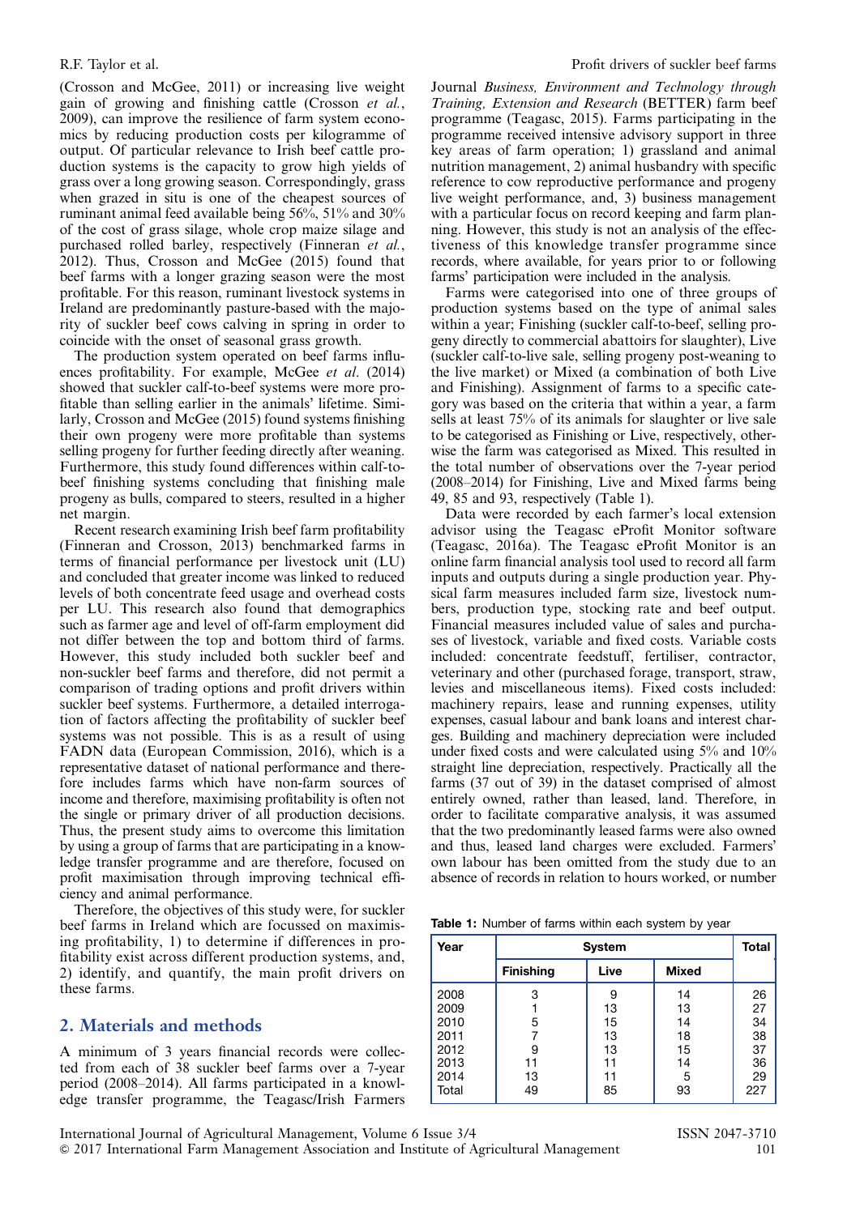(Crosson and McGee, 2011) or increasing live weight gain of growing and finishing cattle (Crosson et al., 2009), can improve the resilience of farm system economics by reducing production costs per kilogramme of output. Of particular relevance to Irish beef cattle production systems is the capacity to grow high yields of grass over a long growing season. Correspondingly, grass when grazed in situ is one of the cheapest sources of ruminant animal feed available being 56%, 51% and 30% of the cost of grass silage, whole crop maize silage and purchased rolled barley, respectively (Finneran et al., 2012). Thus, Crosson and McGee (2015) found that beef farms with a longer grazing season were the most profitable. For this reason, ruminant livestock systems in Ireland are predominantly pasture-based with the majority of suckler beef cows calving in spring in order to coincide with the onset of seasonal grass growth.

The production system operated on beef farms influences profitability. For example, McGee et al. (2014) showed that suckler calf-to-beef systems were more profitable than selling earlier in the animals' lifetime. Similarly, Crosson and McGee (2015) found systems finishing their own progeny were more profitable than systems selling progeny for further feeding directly after weaning. Furthermore, this study found differences within calf-to-beef finishing systems concluding that finishing male progeny as bulls, compared to steers, resulted in a higher net margin.

Recent research examining Irish beef farm profitability (Finneran and Crosson, 2013) benchmarked farms in terms of financial performance per livestock unit (LU) and concluded that greater income was linked to reduced levels of both concentrate feed usage and overhead costs per LU. This research also found that demographics such as farmer age and level of off-farm employment did not differ between the top and bottom third of farms. However, this study included both suckler beef and non-suckler beef farms and therefore, did not permit a comparison of trading options and profit drivers within suckler beef systems. Furthermore, a detailed interrogation of factors affecting the profitability of suckler beef systems was not possible. This is as a result of using FADN data (European Commission, 2016), which is a representative dataset of national performance and therefore includes farms which have non-farm sources of income and therefore, maximising profitability is often not the single or primary driver of all production decisions. Thus, the present study aims to overcome this limitation by using a group of farms that are participating in a knowledge transfer programme and are therefore, focused on profit maximisation through improving technical efficiency and animal performance.

Therefore, the objectives of this study were, for suckler beef farms in Ireland which are focussed on maximising profitability, 1) to determine if differences in profitability exist across different production systems, and, 2) identify, and quantify, the main profit drivers on these farms.

## 2. Materials and methods

A minimum of 3 years financial records were collected from each of 38 suckler beef farms over a 7-year period (2008–2014). All farms participated in a knowledge transfer programme, the Teagasc/Irish Farmers Journal *Business, Environment and Technology through Training, Extension and Research* (BETTER) farm beef programme (Teagasc, 2015). Farms participating in the programme received intensive advisory support in three key areas of farm operation; 1) grassland and animal nutrition management, 2) animal husbandry with specific reference to cow reproductive performance and progeny live weight performance, and, 3) business management with a particular focus on record keeping and farm planning. However, this study is not an analysis of the effectiveness of this knowledge transfer programme since records, where available, for years prior to or following farms' participation were included in the analysis.

Farms were categorised into one of three groups of production systems based on the type of animal sales within a year; Finishing (suckler calf-to-beef, selling progeny directly to commercial abattoirs for slaughter), Live (suckler calf-to-live sale, selling progeny post-weaning to the live market) or Mixed (a combination of both Live and Finishing). Assignment of farms to a specific category was based on the criteria that within a year, a farm sells at least 75% of its animals for slaughter or live sale to be categorised as Finishing or Live, respectively, otherwise the farm was categorised as Mixed. This resulted in the total number of observations over the 7-year period (2008–2014) for Finishing, Live and Mixed farms being 49, 85 and 93, respectively (Table 1).

Data were recorded by each farmer's local extension advisor using the Teagasc eProfit Monitor software (Teagasc, 2016a). The Teagasc eProfit Monitor is an online farm financial analysis tool used to record all farm inputs and outputs during a single production year. Physical farm measures included farm size, livestock numbers, production type, stocking rate and beef output. Financial measures included value of sales and purchases of livestock, variable and fixed costs. Variable costs included: concentrate feedstuff, fertiliser, contractor, veterinary and other (purchased forage, transport, straw, levies and miscellaneous items). Fixed costs included: machinery repairs, lease and running expenses, utility expenses, casual labour and bank loans and interest charges. Building and machinery depreciation were included under fixed costs and were calculated using 5% and 10% straight line depreciation, respectively. Practically all the farms (37 out of 39) in the dataset comprised of almost entirely owned, rather than leased, land. Therefore, in order to facilitate comparative analysis, it was assumed that the two predominantly leased farms were also owned and thus, leased land charges were excluded. Farmers' own labour has been omitted from the study due to an absence of records in relation to hours worked, or number

**Table 1:** Number of farms within each system by year

| Year | System | | | Total |
|---|---|---|---|---|
| | Finishing | Live | Mixed | |
| 2008 | 3 | 9 | 14 | 26 |
| 2009 | 1 | 13 | 13 | 27 |
| 2010 | 5 | 15 | 14 | 34 |
| 2011 | 7 | 13 | 18 | 38 |
| 2012 | 9 | 13 | 15 | 37 |
| 2013 | 11 | 11 | 14 | 36 |
| 2014 | 13 | 11 | 5 | 29 |
| Total | 49 | 85 | 93 | 227 |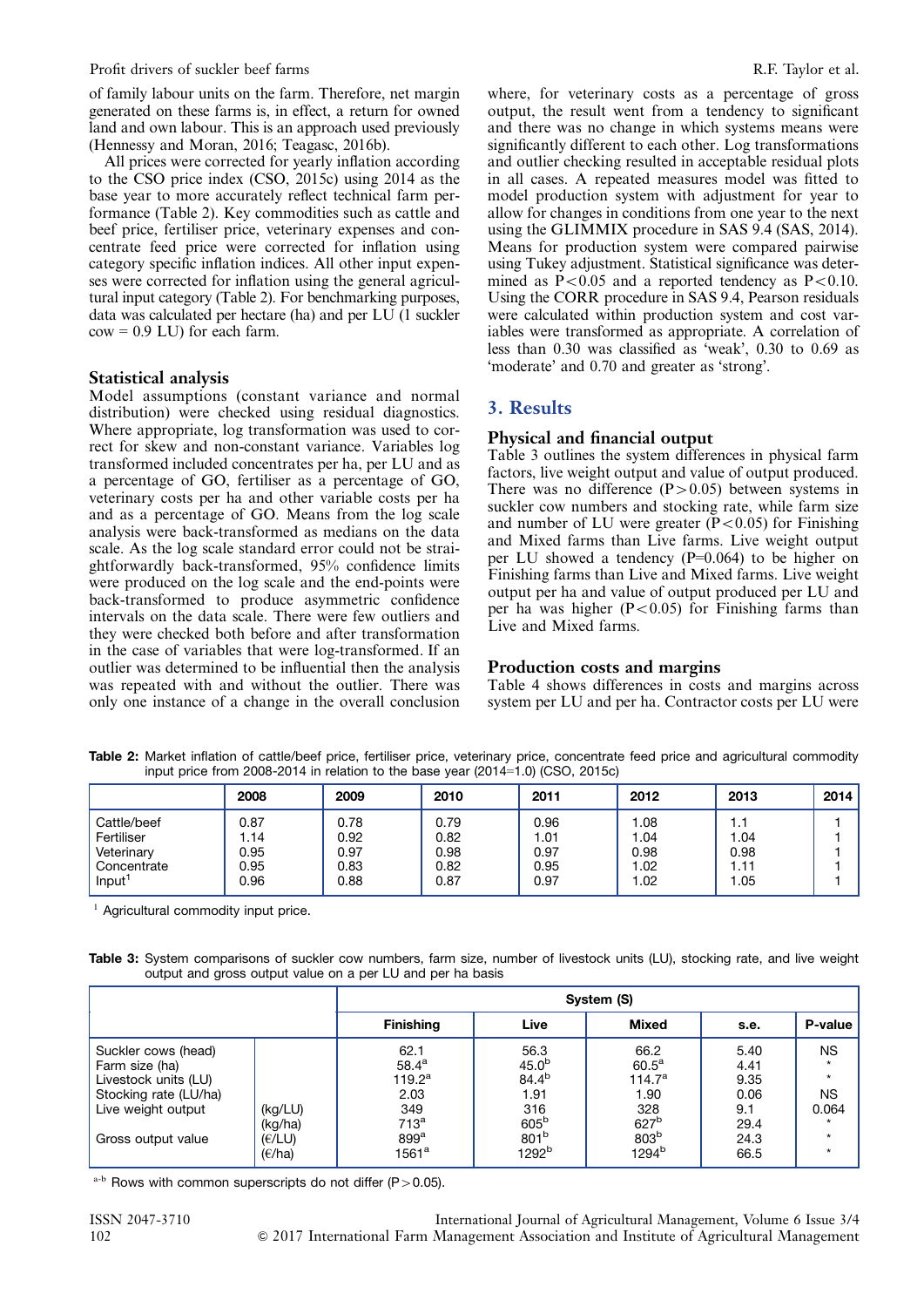of family labour units on the farm. Therefore, net margin generated on these farms is, in effect, a return for owned land and own labour. This is an approach used previously (Hennessy and Moran, 2016; Teagasc, 2016b).

All prices were corrected for yearly inflation according to the CSO price index (CSO, 2015c) using 2014 as the base year to more accurately reflect technical farm performance (Table 2). Key commodities such as cattle and beef price, fertiliser price, veterinary expenses and concentrate feed price were corrected for inflation using category specific inflation indices. All other input expenses were corrected for inflation using the general agricultural input category (Table 2). For benchmarking purposes, data was calculated per hectare (ha) and per LU (1 suckler cow = 0.9 LU) for each farm.

### Statistical analysis

Model assumptions (constant variance and normal distribution) were checked using residual diagnostics. Where appropriate, log transformation was used to correct for skew and non-constant variance. Variables log transformed included concentrates per ha, per LU and as a percentage of GO, fertiliser as a percentage of GO, veterinary costs per ha and other variable costs per ha and as a percentage of GO. Means from the log scale analysis were back-transformed as medians on the data scale. As the log scale standard error could not be straightforwardly back-transformed, 95% confidence limits were produced on the log scale and the end-points were back-transformed to produce asymmetric confidence intervals on the data scale. There were few outliers and they were checked both before and after transformation in the case of variables that were log-transformed. If an outlier was determined to be influential then the analysis was repeated with and without the outlier. There was only one instance of a change in the overall conclusion where, for veterinary costs as a percentage of gross output, the result went from a tendency to significant and there was no change in which systems means were significantly different to each other. Log transformations and outlier checking resulted in acceptable residual plots in all cases. A repeated measures model was fitted to model production system with adjustment for year to allow for changes in conditions from one year to the next using the GLIMMIX procedure in SAS 9.4 (SAS, 2014). Means for production system were compared pairwise using Tukey adjustment. Statistical significance was determined as $P<0.05$ and a reported tendency as $P<0.10$. Using the CORR procedure in SAS 9.4, Pearson residuals were calculated within production system and cost variables were transformed as appropriate. A correlation of less than 0.30 was classified as 'weak', 0.30 to 0.69 as 'moderate' and 0.70 and greater as 'strong'.

## 3. Results

### Physical and financial output

Table 3 outlines the system differences in physical farm factors, live weight output and value of output produced. There was no difference ($P>0.05$) between systems in suckler cow numbers and stocking rate, while farm size and number of LU were greater ($P<0.05$) for Finishing and Mixed farms than Live farms. Live weight output per LU showed a tendency ($P=0.064$) to be higher on Finishing farms than Live and Mixed farms. Live weight output per ha and value of output produced per LU and per ha was higher ($P<0.05$) for Finishing farms than Live and Mixed farms.

### Production costs and margins

Table 4 shows differences in costs and margins across system per LU and per ha. Contractor costs per LU were

**Table 2:** Market inflation of cattle/beef price, fertiliser price, veterinary price, concentrate feed price and agricultural commodity input price from 2008-2014 in relation to the base year (2014=1.0) (CSO, 2015c)

| | 2008 | 2009 | 2010 | 2011 | 2012 | 2013 | 2014 |
|---|---|---|---|---|---|---|---|
| Cattle/beef | 0.87 | 0.78 | 0.79 | 0.96 | 1.08 | 1.1 | 1 |
| Fertiliser | 1.14 | 0.92 | 0.82 | 1.01 | 1.04 | 1.04 | 1 |
| Veterinary | 0.95 | 0.97 | 0.98 | 0.97 | 0.98 | 0.98 | 1 |
| Concentrate | 0.95 | 0.83 | 0.82 | 0.95 | 1.02 | 1.11 | 1 |
| Input[1] | 0.96 | 0.88 | 0.87 | 0.97 | 1.02 | 1.05 | 1 |

[1] Agricultural commodity input price.

**Table 3:** System comparisons of suckler cow numbers, farm size, number of livestock units (LU), stocking rate, and live weight output and gross output value on a per LU and per ha basis

| | | System (S) | | | | |
|---|---|---|---|---|---|---|
| | | Finishing | Live | Mixed | s.e. | P-value |
| Suckler cows (head) | | 62.1 | 56.3 | 66.2 | 5.40 | NS |
| Farm size (ha) | | 58.4[a] | 45.0[b] | 60.5[a] | 4.41 | * |
| Livestock units (LU) | | 119.2[a] | 84.4[b] | 114.7[a] | 9.35 | * |
| Stocking rate (LU/ha) | | 2.03 | 1.91 | 1.90 | 0.06 | NS |
| Live weight output | (kg/LU) | 349 | 316 | 328 | 9.1 | 0.064 |
| | (kg/ha) | 713[a] | 605[b] | 627[b] | 29.4 | * |
| Gross output value | (€/LU) | 899[a] | 801[b] | 803[b] | 24.3 | * |
| | (€/ha) | 1561[a] | 1292[b] | 1294[b] | 66.5 | * |

[a-b] Rows with common superscripts do not differ ($P>0.05$).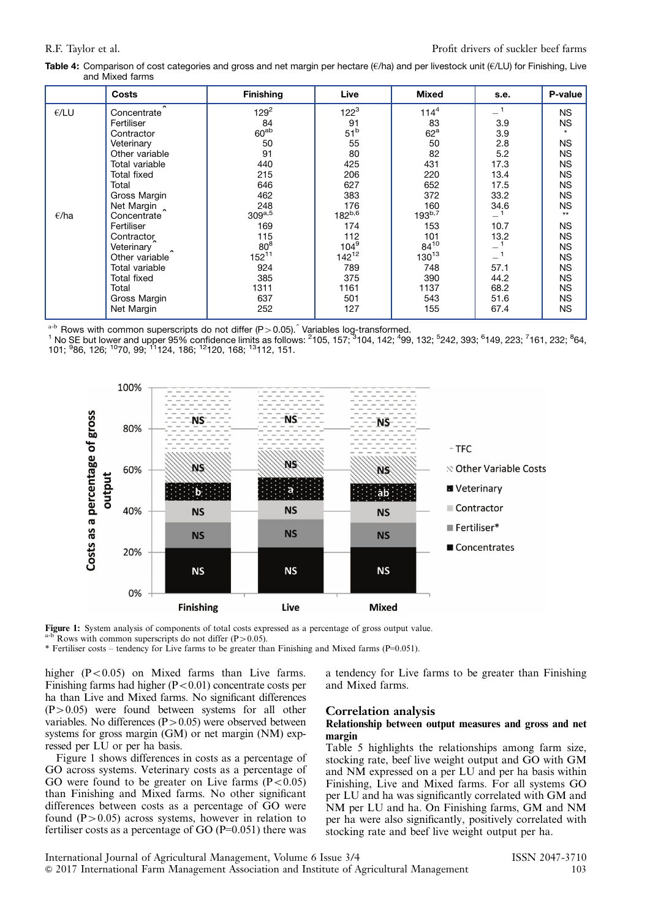**Table 4:** Comparison of cost categories and gross and net margin per hectare (€/ha) and per livestock unit (€/LU) for Finishing, Live and Mixed farms

| | Costs | Finishing | Live | Mixed | s.e. | P-value |
|---|---|---|---|---|---|---|
| €/LU | Concentrate^ | 129[2] | 122[3] | 114[4] | –[1] | NS |
| | Fertiliser | 84 | 91 | 83 | 3.9 | NS |
| | Contractor | 60[ab] | 51[b] | 62[a] | 3.9 | * |
| | Veterinary | 50 | 55 | 50 | 2.8 | NS |
| | Other variable | 91 | 80 | 82 | 5.2 | NS |
| | Total variable | 440 | 425 | 431 | 17.3 | NS |
| | Total fixed | 215 | 206 | 220 | 13.4 | NS |
| | Total | 646 | 627 | 652 | 17.5 | NS |
| | Gross Margin | 462 | 383 | 372 | 33.2 | NS |
| | Net Margin | 248 | 176 | 160 | 34.6 | NS |
| €/ha | Concentrate^ | 309[a,5] | 182[b,6] | 193[b,7] | –[1] | ** |
| | Fertiliser | 169 | 174 | 153 | 10.7 | NS |
| | Contractor | 115 | 112 | 101 | 13.2 | NS |
| | Veterinary^ | 80[8] | 104[9] | 84[10] | –[1] | NS |
| | Other variable^ | 152[11] | 142[12] | 130[13] | –[1] | NS |
| | Total variable | 924 | 789 | 748 | 57.1 | NS |
| | Total fixed | 385 | 375 | 390 | 44.2 | NS |
| | Total | 1311 | 1161 | 1137 | 68.2 | NS |
| | Gross Margin | 637 | 501 | 543 | 51.6 | NS |
| | Net Margin | 252 | 127 | 155 | 67.4 | NS |

[a-b] Rows with common superscripts do not differ ($P > 0.05$). ^ Variables log-transformed.
[1] No SE but lower and upper 95% confidence limits as follows: [2]105, 157; [3]104, 142; [4]99, 132; [5]242, 393; [6]149, 223; [7]161, 232; [8]64, 101; [9]86, 126; [10]70, 99; [11]124, 186; [12]120, 168; [13]112, 151.

**Figure 1:** System analysis of components of total costs expressed as a percentage of gross output value.
[a-b] Rows with common superscripts do not differ ($P > 0.05$).
* Fertiliser costs – tendency for Live farms to be greater than Finishing and Mixed farms ($P = 0.051$).

higher ($P < 0.05$) on Mixed farms than Live farms. Finishing farms had higher ($P < 0.01$) concentrate costs per ha than Live and Mixed farms. No significant differences ($P > 0.05$) were found between systems for all other variables. No differences ($P > 0.05$) were observed between systems for gross margin (GM) or net margin (NM) expressed per LU or per ha basis.

Figure 1 shows differences in costs as a percentage of GO across systems. Veterinary costs as a percentage of GO were found to be greater on Live farms ($P < 0.05$) than Finishing and Mixed farms. No other significant differences between costs as a percentage of GO were found ($P > 0.05$) across systems, however in relation to fertiliser costs as a percentage of GO ($P = 0.051$) there was a tendency for Live farms to be greater than Finishing and Mixed farms.

## Correlation analysis

### Relationship between output measures and gross and net margin

Table 5 highlights the relationships among farm size, stocking rate, beef live weight output and GO with GM and NM expressed on a per LU and per ha basis within Finishing, Live and Mixed farms. For all systems GO per LU and ha was significantly correlated with GM and NM per LU and ha. On Finishing farms, GM and NM per ha were also significantly, positively correlated with stocking rate and beef live weight output per ha.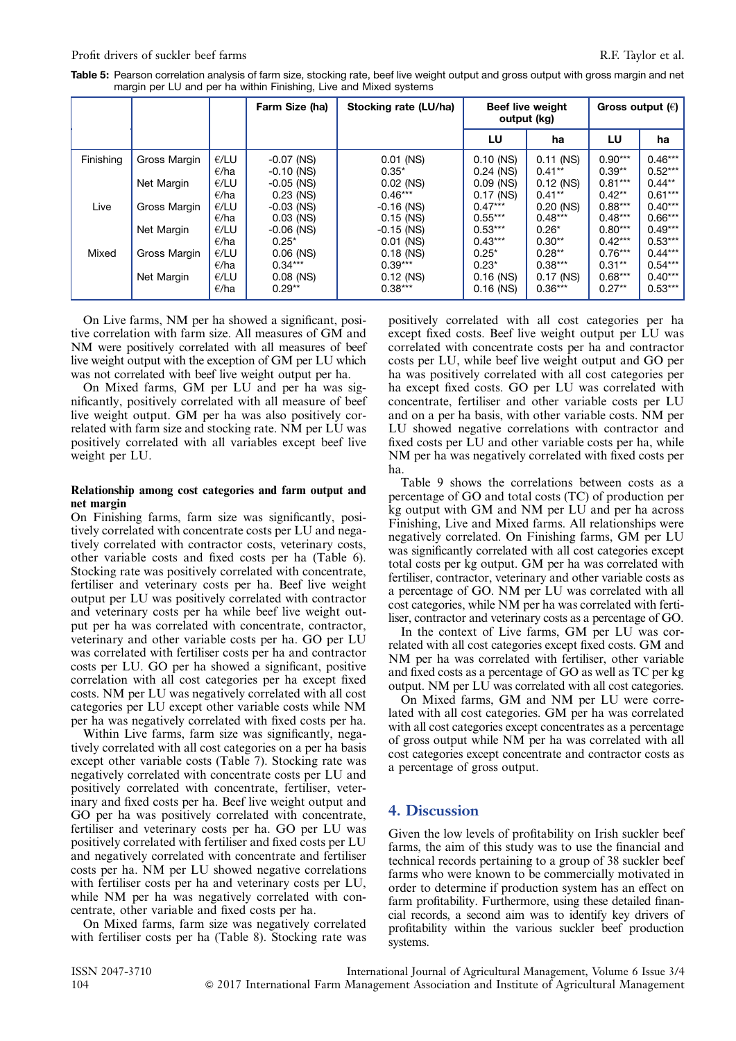**Table 5:** Pearson correlation analysis of farm size, stocking rate, beef live weight output and gross output with gross margin and net margin per LU and per ha within Finishing, Live and Mixed systems

| | | | Farm Size (ha) | Stocking rate (LU/ha) | Beef live weight output (kg) | | Gross output (€) | |
|---|---|---|---|---|---|---|---|---|
| | | | | | LU | ha | LU | ha |
| Finishing | Gross Margin | €/LU | -0.07 (NS) | 0.01 (NS) | 0.10 (NS) | 0.11 (NS) | 0.90*** | 0.46*** |
| | | €/ha | -0.10 (NS) | 0.35* | 0.24 (NS) | 0.41** | 0.39** | 0.52*** |
| | Net Margin | €/LU | -0.05 (NS) | 0.02 (NS) | 0.09 (NS) | 0.12 (NS) | 0.81*** | 0.44** |
| | | €/ha | 0.23 (NS) | 0.46*** | 0.17 (NS) | 0.41** | 0.42** | 0.61*** |
| Live | Gross Margin | €/LU | -0.03 (NS) | -0.16 (NS) | 0.47*** | 0.20 (NS) | 0.88*** | 0.40*** |
| | | €/ha | 0.03 (NS) | 0.15 (NS) | 0.55*** | 0.48*** | 0.48*** | 0.66*** |
| | Net Margin | €/LU | -0.06 (NS) | -0.15 (NS) | 0.53*** | 0.26* | 0.80*** | 0.49*** |
| | | €/ha | 0.25* | 0.01 (NS) | 0.43*** | 0.30** | 0.42*** | 0.53*** |
| Mixed | Gross Margin | €/LU | 0.06 (NS) | 0.18 (NS) | 0.25* | 0.28** | 0.76*** | 0.44*** |
| | | €/ha | 0.34*** | 0.39*** | 0.23* | 0.38*** | 0.31** | 0.54*** |
| | Net Margin | €/LU | 0.08 (NS) | 0.12 (NS) | 0.16 (NS) | 0.17 (NS) | 0.68*** | 0.40*** |
| | | €/ha | 0.29** | 0.38*** | 0.16 (NS) | 0.36*** | 0.27** | 0.53*** |

On Live farms, NM per ha showed a significant, positive correlation with farm size. All measures of GM and NM were positively correlated with all measures of beef live weight output with the exception of GM per LU which was not correlated with beef live weight output per ha.

On Mixed farms, GM per LU and per ha was significantly, positively correlated with all measure of beef live weight output. GM per ha was also positively correlated with farm size and stocking rate. NM per LU was positively correlated with all variables except beef live weight per LU.

#### Relationship among cost categories and farm output and net margin

On Finishing farms, farm size was significantly, positively correlated with concentrate costs per LU and negatively correlated with contractor costs, veterinary costs, other variable costs and fixed costs per ha (Table 6). Stocking rate was positively correlated with concentrate, fertiliser and veterinary costs per ha. Beef live weight output per LU was positively correlated with contractor and veterinary costs per ha while beef live weight output per ha was correlated with concentrate, contractor, veterinary and other variable costs per ha. GO per LU was correlated with fertiliser costs per ha and contractor costs per LU. GO per ha showed a significant, positive correlation with all cost categories per ha except fixed costs. NM per LU was negatively correlated with all cost categories per LU except other variable costs while NM per ha was negatively correlated with fixed costs per ha.

Within Live farms, farm size was significantly, negatively correlated with all cost categories on a per ha basis except other variable costs (Table 7). Stocking rate was negatively correlated with concentrate costs per LU and positively correlated with concentrate, fertiliser, veterinary and fixed costs per ha. Beef live weight output and GO per ha was positively correlated with concentrate, fertiliser and veterinary costs per ha. GO per LU was positively correlated with fertiliser and fixed costs per LU and negatively correlated with concentrate and fertiliser costs per ha. NM per LU showed negative correlations with fertiliser costs per ha and veterinary costs per LU, while NM per ha was negatively correlated with concentrate, other variable and fixed costs per ha.

On Mixed farms, farm size was negatively correlated with fertiliser costs per ha (Table 8). Stocking rate was positively correlated with all cost categories per ha except fixed costs. Beef live weight output per LU was correlated with concentrate costs per ha and contractor costs per LU, while beef live weight output and GO per ha was positively correlated with all cost categories per ha except fixed costs. GO per LU was correlated with concentrate, fertiliser and other variable costs per LU and on a per ha basis, with other variable costs. NM per LU showed negative correlations with contractor and fixed costs per LU and other variable costs per ha, while NM per ha was negatively correlated with fixed costs per ha.

Table 9 shows the correlations between costs as a percentage of GO and total costs (TC) of production per kg output with GM and NM per LU and per ha across Finishing, Live and Mixed farms. All relationships were negatively correlated. On Finishing farms, GM per LU was significantly correlated with all cost categories except total costs per kg output. GM per ha was correlated with fertiliser, contractor, veterinary and other variable costs as a percentage of GO. NM per LU was correlated with all cost categories, while NM per ha was correlated with fertiliser, contractor and veterinary costs as a percentage of GO.

In the context of Live farms, GM per LU was correlated with all cost categories except fixed costs. GM and NM per ha was correlated with fertiliser, other variable and fixed costs as a percentage of GO as well as TC per kg output. NM per LU was correlated with all cost categories.

On Mixed farms, GM and NM per LU were correlated with all cost categories. GM per ha was correlated with all cost categories except concentrates as a percentage of gross output while NM per ha was correlated with all cost categories except concentrate and contractor costs as a percentage of gross output.

## 4. Discussion

Given the low levels of profitability on Irish suckler beef farms, the aim of this study was to use the financial and technical records pertaining to a group of 38 suckler beef farms who were known to be commercially motivated in order to determine if production system has an effect on farm profitability. Furthermore, using these detailed financial records, a second aim was to identify key drivers of profitability within the various suckler beef production systems.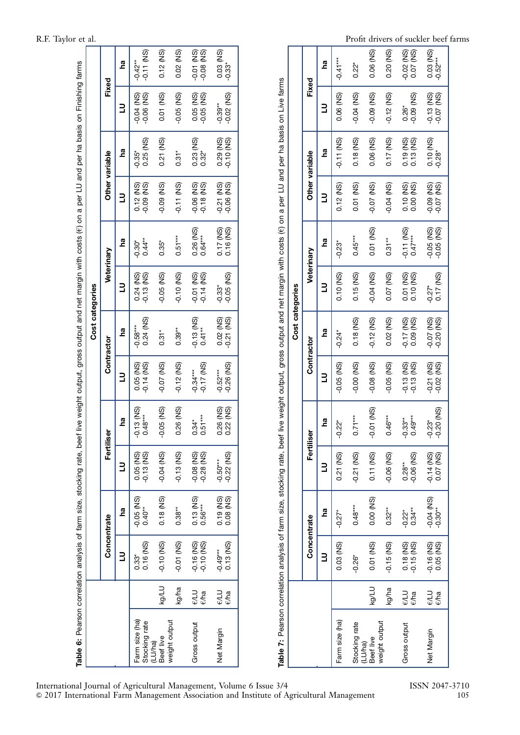**Table 6:** Pearson correlation analysis of farm size, stocking rate, beef live weight output, gross output and net margin with costs (€) on a per LU and per ha basis on Finishing farms

| | | Cost categories | | | | | | | | | | | |
|---|---|---|---|---|---|---|---|---|---|---|---|---|---|
| | | Concentrate | | Fertiliser | | Contractor | | Veterinary | | Other variable | | Fixed | |
| | | LU | ha | LU | ha | LU | ha | LU | ha | LU | ha | LU | ha |
| Farm size (ha) | | 0.33* | -0.05 (NS) | 0.05 (NS) | -0.13 (NS) | 0.05 (NS) | -0.58*** | 0.24 (NS) | -0.30* | 0.12 (NS) | -0.35* | -0.04 (NS) | -0.42** |
| Stocking rate (LU/ha) | | 0.16 (NS) | 0.40** | -0.13 (NS) | 0.48*** | -0.14 (NS) | 0.24 (NS) | -0.13 (NS) | 0.44** | -0.09 (NS) | 0.25 (NS) | -0.06 (NS) | -0.11 (NS) |
| Beef live weight output | kg/LU | -0.10 (NS) | 0.18 (NS) | -0.04 (NS) | -0.05 (NS) | -0.07 (NS) | 0.31* | -0.05 (NS) | 0.35* | -0.09 (NS) | 0.21 (NS) | 0.01 (NS) | 0.12 (NS) |
| | kg/ha | -0.01 (NS) | 0.38** | -0.13 (NS) | 0.26 (NS) | -0.12 (NS) | 0.39** | -0.10 (NS) | 0.51*** | -0.11 (NS) | 0.31* | -0.05 (NS) | 0.02 (NS) |
| Gross output | €/LU | -0.16 (NS) | 0.13 (NS) | -0.08 (NS) | 0.34* | -0.34*** | -0.13 (NS) | -0.01 (NS) | 0.26 (NS) | -0.06 (NS) | 0.23 (NS) | 0.05 (NS) | -0.01 (NS) |
| | €/ha | -0.10 (NS) | 0.56*** | -0.28 (NS) | 0.51*** | -0.17 (NS) | 0.41** | -0.14 (NS) | 0.64*** | -0.18 (NS) | 0.32* | -0.05 (NS) | -0.08 (NS) |
| Net Margin | €/LU | -0.49*** | 0.19 (NS) | -0.50*** | 0.26 (NS) | -0.52*** | 0.02 (NS) | -0.33* | 0.17 (NS) | -0.21 (NS) | 0.29 (NS) | -0.39** | 0.03 (NS) |
| | €/ha | 0.13 (NS) | 0.08 (NS) | -0.22 (NS) | 0.22 (NS) | -0.26 (NS) | -0.21 (NS) | -0.05 (NS) | 0.16 (NS) | -0.06 (NS) | -0.10 (NS) | -0.02 (NS) | -0.33* |

**Table 7:** Pearson correlation analysis of farm size, stocking rate, beef live weight output, gross output and net margin with costs (€) on a per LU and per ha basis on Live farms

| | | Cost categories | | | | | | | | | | | |
|---|---|---|---|---|---|---|---|---|---|---|---|---|---|
| | | Concentrate | | Fertiliser | | Contractor | | Veterinary | | Other variable | | Fixed | |
| | | LU | ha | LU | ha | LU | ha | LU | ha | LU | ha | LU | ha |
| Farm size (ha) | | 0.03 (NS) | -0.27* | 0.21 (NS) | -0.22* | -0.05 (NS) | -0.24* | 0.10 (NS) | -0.23* | 0.12 (NS) | -0.11 (NS) | 0.06 (NS) | -0.41*** |
| Stocking rate (LU/ha) | | -0.26* | 0.48*** | -0.21 (NS) | 0.71*** | -0.00 (NS) | 0.18 (NS) | 0.15 (NS) | 0.45*** | 0.01 (NS) | 0.18 (NS) | -0.04 (NS) | 0.22* |
| Beef live weight output | kg/LU | 0.01 (NS) | 0.00 (NS) | 0.11 (NS) | -0.01 (NS) | -0.08 (NS) | -0.12 (NS) | -0.04 (NS) | 0.01 (NS) | -0.07 (NS) | 0.06 (NS) | -0.09 (NS) | 0.06 (NS) |
| | kg/ha | -0.15 (NS) | 0.32** | -0.06 (NS) | 0.46*** | -0.05 (NS) | 0.02 (NS) | 0.07 (NS) | 0.31** | -0.04 (NS) | 0.17 (NS) | -0.12 (NS) | 0.20 (NS) |
| Gross output | €/LU | 0.18 (NS) | -0.22* | 0.28** | -0.33** | -0.13 (NS) | -0.17 (NS) | 0.01 (NS) | -0.11 (NS) | 0.10 (NS) | 0.19 (NS) | 0.26* | -0.02 (NS) |
| | €/ha | -0.15 (NS) | 0.34** | -0.06 (NS) | 0.49*** | -0.13 (NS) | 0.09 (NS) | 0.10 (NS) | 0.47*** | 0.00 (NS) | 0.13 (NS) | -0.09 (NS) | 0.07 (NS) |
| Net Margin | €/LU | -0.16 (NS) | -0.04 (NS) | -0.14 (NS) | -0.23* | -0.21 (NS) | -0.07 (NS) | -0.27* | -0.05 (NS) | -0.09 (NS) | 0.10 (NS) | -0.13 (NS) | 0.03 (NS) |
| | €/ha | 0.05 (NS) | -0.30** | 0.07 (NS) | -0.20 (NS) | -0.02 (NS) | -0.20 (NS) | 0.17 (NS) | -0.05 (NS) | -0.07 (NS) | -0.28* | -0.07 (NS) | -0.52*** |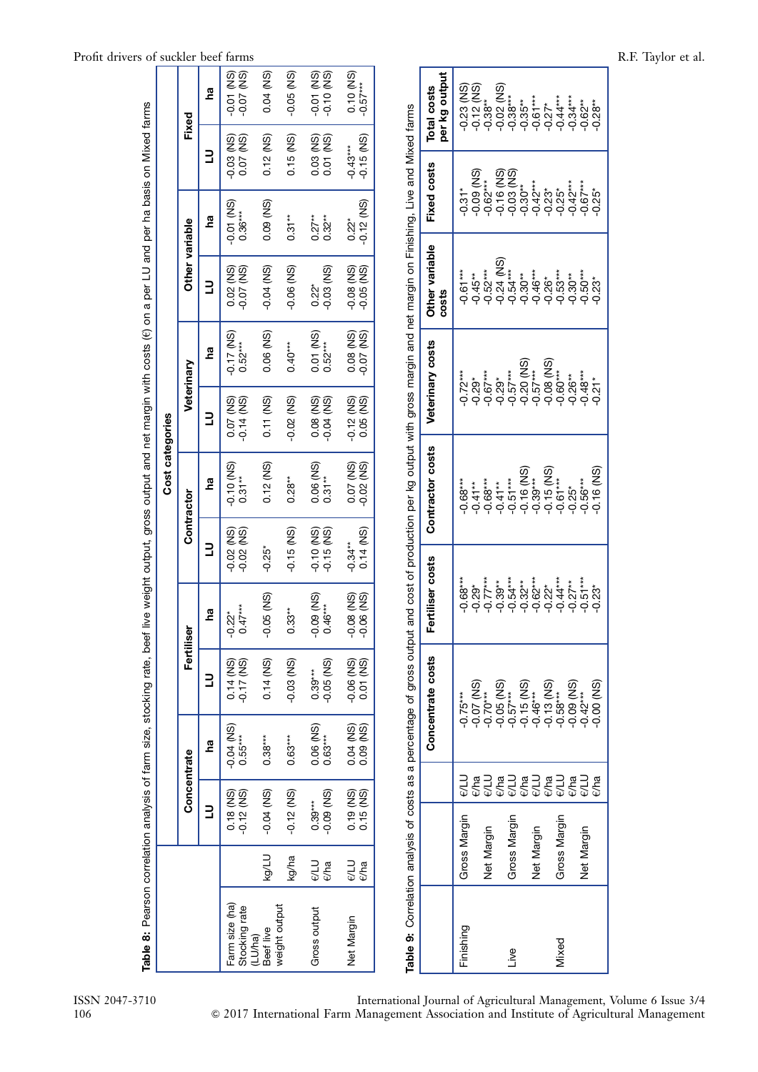**Table 8:** Pearson correlation analysis of farm size, stocking rate, beef live weight output, gross output and net margin with costs (€) on a per LU and per ha basis on Mixed farms

| | | Cost categories | | | | | | | | | | | |
|---|---|---|---|---|---|---|---|---|---|---|---|---|---|
| | | Concentrate | | Fertiliser | | Contractor | | Veterinary | | Other variable | | Fixed | |
| | | LU | ha | LU | ha | LU | ha | LU | ha | LU | ha | LU | ha |
| Farm size (ha) | | 0.18 (NS) | -0.04 (NS) | 0.14 (NS) | -0.22* | -0.02 (NS) | -0.10 (NS) | 0.07 (NS) | -0.17 (NS) | 0.02 (NS) | -0.01 (NS) | -0.03 (NS) | -0.01 (NS) |
| Stocking rate (LU/ha) | | -0.12 (NS) | 0.55*** | -0.17 (NS) | 0.47*** | -0.02 (NS) | 0.31** | -0.14 (NS) | 0.52*** | -0.07 (NS) | 0.36*** | 0.07 (NS) | -0.07 (NS) |
| Beef live weight output | kg/LU | -0.04 (NS) | 0.38*** | 0.14 (NS) | -0.05 (NS) | -0.25* | 0.12 (NS) | 0.11 (NS) | 0.06 (NS) | -0.04 (NS) | 0.09 (NS) | 0.12 (NS) | 0.04 (NS) |
| | kg/ha | -0.12 (NS) | 0.63*** | -0.03 (NS) | 0.33** | -0.15 (NS) | 0.28** | -0.02 (NS) | 0.40*** | -0.06 (NS) | 0.31** | 0.15 (NS) | -0.05 (NS) |
| Gross output | €/LU | 0.39*** | 0.06 (NS) | 0.39*** | -0.09 (NS) | -0.10 (NS) | 0.06 (NS) | 0.08 (NS) | 0.01 (NS) | 0.22* | 0.27** | 0.03 (NS) | -0.01 (NS) |
| | €/ha | -0.09 (NS) | 0.63*** | -0.05 (NS) | 0.46*** | -0.15 (NS) | 0.31** | -0.04 (NS) | 0.52*** | -0.03 (NS) | 0.32** | 0.01 (NS) | -0.10 (NS) |
| Net Margin | €/LU | 0.19 (NS) | 0.04 (NS) | -0.06 (NS) | -0.08 (NS) | -0.34** | 0.07 (NS) | -0.12 (NS) | 0.08 (NS) | -0.08 (NS) | 0.22* | -0.43*** | 0.10 (NS) |
| | €/ha | 0.15 (NS) | 0.09 (NS) | 0.01 (NS) | -0.06 (NS) | 0.14 (NS) | -0.02 (NS) | 0.05 (NS) | -0.07 (NS) | -0.05 (NS) | -0.12 (NS) | -0.15 (NS) | -0.57*** |

**Table 9:** Correlation analysis of costs as a percentage of gross output and cost of production per kg output with gross margin and net margin on Finishing, Live and Mixed farms

| | | | Concentrate costs | Fertiliser costs | Contractor costs | Veterinary costs | Other variable costs | Fixed costs | Total costs per kg output |
|---|---|---|---|---|---|---|---|---|---|
| Finishing | Gross Margin | €/LU | -0.75*** | -0.68*** | -0.68*** | -0.72*** | -0.61*** | -0.31* | -0.23 (NS) |
| | | €/ha | -0.07 (NS) | -0.29* | -0.41** | -0.29* | -0.45** | -0.09 (NS) | -0.12 (NS) |
| | Net Margin | €/LU | -0.70*** | -0.77*** | -0.68*** | -0.67*** | -0.52*** | -0.62*** | -0.38** |
| | | €/ha | -0.05 (NS) | -0.39** | -0.41** | -0.29* | -0.24 (NS) | -0.16 (NS) | -0.02 (NS) |
| Live | Gross Margin | €/LU | -0.57*** | -0.54*** | -0.51*** | -0.57*** | -0.54*** | -0.03 (NS) | -0.38*** |
| | | €/ha | -0.15 (NS) | -0.32** | -0.16 (NS) | -0.20 (NS) | -0.30** | -0.30** | -0.35** |
| | Net Margin | €/LU | -0.46*** | -0.62*** | -0.39*** | -0.57*** | -0.46*** | -0.42*** | -0.61*** |
| | | €/ha | -0.13 (NS) | -0.22* | -0.15 (NS) | -0.08 (NS) | -0.26* | -0.23* | -0.27* |
| Mixed | Gross Margin | €/LU | -0.58*** | -0.44*** | -0.61*** | -0.60*** | -0.53*** | -0.25* | -0.44*** |
| | | €/ha | -0.09 (NS) | -0.27** | -0.25* | -0.26** | -0.30** | -0.42*** | -0.34*** |
| | Net Margin | €/LU | -0.42** | -0.51*** | -0.56*** | -0.48*** | -0.50*** | -0.67*** | -0.62** |
| | | €/ha | -0.00 (NS) | -0.23* | -0.16 (NS) | -0.21* | -0.23* | -0.25* | -0.28** |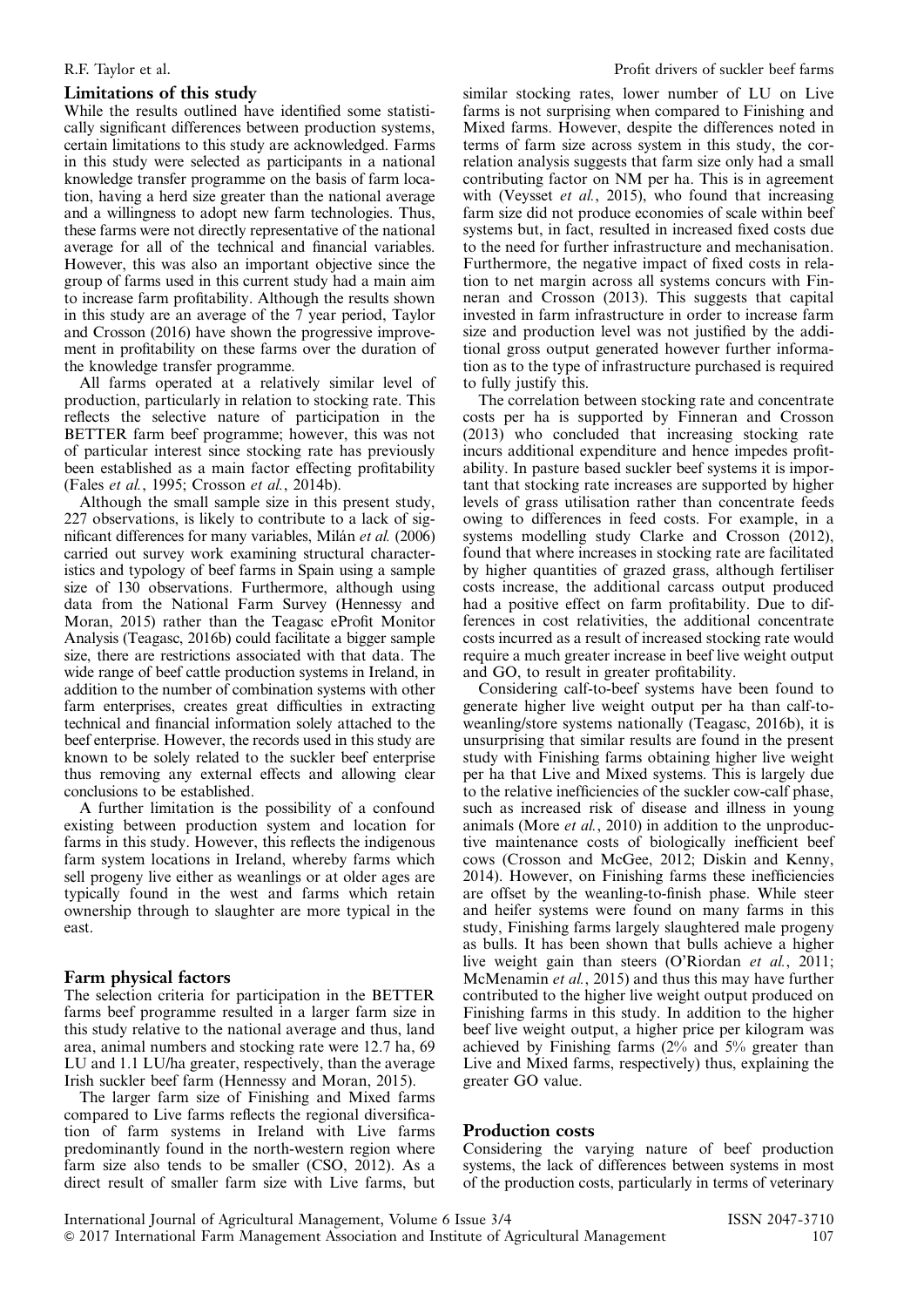### Limitations of this study

While the results outlined have identified some statistically significant differences between production systems, certain limitations to this study are acknowledged. Farms in this study were selected as participants in a national knowledge transfer programme on the basis of farm location, having a herd size greater than the national average and a willingness to adopt new farm technologies. Thus, these farms were not directly representative of the national average for all of the technical and financial variables. However, this was also an important objective since the group of farms used in this current study had a main aim to increase farm profitability. Although the results shown in this study are an average of the 7 year period, Taylor and Crosson (2016) have shown the progressive improvement in profitability on these farms over the duration of the knowledge transfer programme.

All farms operated at a relatively similar level of production, particularly in relation to stocking rate. This reflects the selective nature of participation in the BETTER farm beef programme; however, this was not of particular interest since stocking rate has previously been established as a main factor effecting profitability (Fales *et al.*, 1995; Crosson *et al.*, 2014b).

Although the small sample size in this present study, 227 observations, is likely to contribute to a lack of significant differences for many variables, Milán *et al.* (2006) carried out survey work examining structural characteristics and typology of beef farms in Spain using a sample size of 130 observations. Furthermore, although using data from the National Farm Survey (Hennessy and Moran, 2015) rather than the Teagasc eProfit Monitor Analysis (Teagasc, 2016b) could facilitate a bigger sample size, there are restrictions associated with that data. The wide range of beef cattle production systems in Ireland, in addition to the number of combination systems with other farm enterprises, creates great difficulties in extracting technical and financial information solely attached to the beef enterprise. However, the records used in this study are known to be solely related to the suckler beef enterprise thus removing any external effects and allowing clear conclusions to be established.

A further limitation is the possibility of a confound existing between production system and location for farms in this study. However, this reflects the indigenous farm system locations in Ireland, whereby farms which sell progeny live either as weanlings or at older ages are typically found in the west and farms which retain ownership through to slaughter are more typical in the east.

### Farm physical factors

The selection criteria for participation in the BETTER farms beef programme resulted in a larger farm size in this study relative to the national average and thus, land area, animal numbers and stocking rate were 12.7 ha, 69 LU and 1.1 LU/ha greater, respectively, than the average Irish suckler beef farm (Hennessy and Moran, 2015).

The larger farm size of Finishing and Mixed farms compared to Live farms reflects the regional diversification of farm systems in Ireland with Live farms predominantly found in the north-western region where farm size also tends to be smaller (CSO, 2012). As a direct result of smaller farm size with Live farms, but similar stocking rates, lower number of LU on Live farms is not surprising when compared to Finishing and Mixed farms. However, despite the differences noted in terms of farm size across system in this study, the correlation analysis suggests that farm size only had a small contributing factor on NM per ha. This is in agreement with (Veysset *et al.*, 2015), who found that increasing farm size did not produce economies of scale within beef systems but, in fact, resulted in increased fixed costs due to the need for further infrastructure and mechanisation. Furthermore, the negative impact of fixed costs in relation to net margin across all systems concurs with Finneran and Crosson (2013). This suggests that capital invested in farm infrastructure in order to increase farm size and production level was not justified by the additional gross output generated however further information as to the type of infrastructure purchased is required to fully justify this.

The correlation between stocking rate and concentrate costs per ha is supported by Finneran and Crosson (2013) who concluded that increasing stocking rate incurs additional expenditure and hence impedes profitability. In pasture based suckler beef systems it is important that stocking rate increases are supported by higher levels of grass utilisation rather than concentrate feeds owing to differences in feed costs. For example, in a systems modelling study Clarke and Crosson (2012), found that where increases in stocking rate are facilitated by higher quantities of grazed grass, although fertiliser costs increase, the additional carcass output produced had a positive effect on farm profitability. Due to differences in cost relativities, the additional concentrate costs incurred as a result of increased stocking rate would require a much greater increase in beef live weight output and GO, to result in greater profitability.

Considering calf-to-beef systems have been found to generate higher live weight output per ha than calf-to-weanling/store systems nationally (Teagasc, 2016b), it is unsurprising that similar results are found in the present study with Finishing farms obtaining higher live weight per ha that Live and Mixed systems. This is largely due to the relative inefficiencies of the suckler cow-calf phase, such as increased risk of disease and illness in young animals (More *et al.*, 2010) in addition to the unproductive maintenance costs of biologically inefficient beef cows (Crosson and McGee, 2012; Diskin and Kenny, 2014). However, on Finishing farms these inefficiencies are offset by the weanling-to-finish phase. While steer and heifer systems were found on many farms in this study, Finishing farms largely slaughtered male progeny as bulls. It has been shown that bulls achieve a higher live weight gain than steers (O'Riordan *et al.*, 2011; McMenamin *et al.*, 2015) and thus this may have further contributed to the higher live weight output produced on Finishing farms in this study. In addition to the higher beef live weight output, a higher price per kilogram was achieved by Finishing farms (2% and 5% greater than Live and Mixed farms, respectively) thus, explaining the greater GO value.

### Production costs

Considering the varying nature of beef production systems, the lack of differences between systems in most of the production costs, particularly in terms of veterinary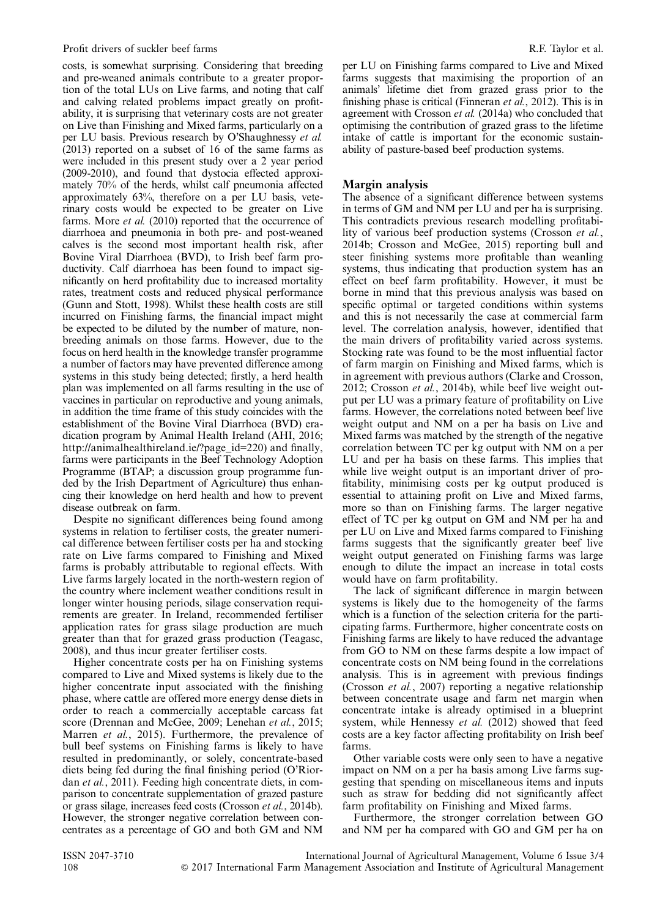costs, is somewhat surprising. Considering that breeding and pre-weaned animals contribute to a greater proportion of the total LUs on Live farms, and noting that calf and calving related problems impact greatly on profitability, it is surprising that veterinary costs are not greater on Live than Finishing and Mixed farms, particularly on a per LU basis. Previous research by O'Shaughnessy *et al.* (2013) reported on a subset of 16 of the same farms as were included in this present study over a 2 year period (2009-2010), and found that dystocia effected approximately 70% of the herds, whilst calf pneumonia affected approximately 63%, therefore on a per LU basis, veterinary costs would be expected to be greater on Live farms. More *et al.* (2010) reported that the occurrence of diarrhoea and pneumonia in both pre- and post-weaned calves is the second most important health risk, after Bovine Viral Diarrhoea (BVD), to Irish beef farm productivity. Calf diarrhoea has been found to impact significantly on herd profitability due to increased mortality rates, treatment costs and reduced physical performance (Gunn and Stott, 1998). Whilst these health costs are still incurred on Finishing farms, the financial impact might be expected to be diluted by the number of mature, non-breeding animals on those farms. However, due to the focus on herd health in the knowledge transfer programme a number of factors may have prevented difference among systems in this study being detected; firstly, a herd health plan was implemented on all farms resulting in the use of vaccines in particular on reproductive and young animals, in addition the time frame of this study coincides with the establishment of the Bovine Viral Diarrhoea (BVD) eradication program by Animal Health Ireland (AHI, 2016; http://animalhealthireland.ie/?page_id=220) and finally, farms were participants in the Beef Technology Adoption Programme (BTAP; a discussion group programme funded by the Irish Department of Agriculture) thus enhancing their knowledge on herd health and how to prevent disease outbreak on farm.

Despite no significant differences being found among systems in relation to fertiliser costs, the greater numerical difference between fertiliser costs per ha and stocking rate on Live farms compared to Finishing and Mixed farms is probably attributable to regional effects. With Live farms largely located in the north-western region of the country where inclement weather conditions result in longer winter housing periods, silage conservation requirements are greater. In Ireland, recommended fertiliser application rates for grass silage production are much greater than that for grazed grass production (Teagasc, 2008), and thus incur greater fertiliser costs.

Higher concentrate costs per ha on Finishing systems compared to Live and Mixed systems is likely due to the higher concentrate input associated with the finishing phase, where cattle are offered more energy dense diets in order to reach a commercially acceptable carcass fat score (Drennan and McGee, 2009; Lenehan *et al.*, 2015; Marren *et al.*, 2015). Furthermore, the prevalence of bull beef systems on Finishing farms is likely to have resulted in predominantly, or solely, concentrate-based diets being fed during the final finishing period (O'Riordan *et al.*, 2011). Feeding high concentrate diets, in comparison to concentrate supplementation of grazed pasture or grass silage, increases feed costs (Crosson *et al.*, 2014b). However, the stronger negative correlation between concentrates as a percentage of GO and both GM and NM per LU on Finishing farms compared to Live and Mixed farms suggests that maximising the proportion of an animals' lifetime diet from grazed grass prior to the finishing phase is critical (Finneran *et al.*, 2012). This is in agreement with Crosson *et al.* (2014a) who concluded that optimising the contribution of grazed grass to the lifetime intake of cattle is important for the economic sustainability of pasture-based beef production systems.

## Margin analysis

The absence of a significant difference between systems in terms of GM and NM per LU and per ha is surprising. This contradicts previous research modelling profitability of various beef production systems (Crosson *et al.*, 2014b; Crosson and McGee, 2015) reporting bull and steer finishing systems more profitable than weanling systems, thus indicating that production system has an effect on beef farm profitability. However, it must be borne in mind that this previous analysis was based on specific optimal or targeted conditions within systems and this is not necessarily the case at commercial farm level. The correlation analysis, however, identified that the main drivers of profitability varied across systems. Stocking rate was found to be the most influential factor of farm margin on Finishing and Mixed farms, which is in agreement with previous authors (Clarke and Crosson, 2012; Crosson *et al.*, 2014b), while beef live weight output per LU was a primary feature of profitability on Live farms. However, the correlations noted between beef live weight output and NM on a per ha basis on Live and Mixed farms was matched by the strength of the negative correlation between TC per kg output with NM on a per LU and per ha basis on these farms. This implies that while live weight output is an important driver of profitability, minimising costs per kg output produced is essential to attaining profit on Live and Mixed farms, more so than on Finishing farms. The larger negative effect of TC per kg output on GM and NM per ha and per LU on Live and Mixed farms compared to Finishing farms suggests that the significantly greater beef live weight output generated on Finishing farms was large enough to dilute the impact an increase in total costs would have on farm profitability.

The lack of significant difference in margin between systems is likely due to the homogeneity of the farms which is a function of the selection criteria for the participating farms. Furthermore, higher concentrate costs on Finishing farms are likely to have reduced the advantage from GO to NM on these farms despite a low impact of concentrate costs on NM being found in the correlations analysis. This is in agreement with previous findings (Crosson *et al.*, 2007) reporting a negative relationship between concentrate usage and farm net margin when concentrate intake is already optimised in a blueprint system, while Hennessy *et al.* (2012) showed that feed costs are a key factor affecting profitability on Irish beef farms.

Other variable costs were only seen to have a negative impact on NM on a per ha basis among Live farms suggesting that spending on miscellaneous items and inputs such as straw for bedding did not significantly affect farm profitability on Finishing and Mixed farms.

Furthermore, the stronger correlation between GO and NM per ha compared with GO and GM per ha on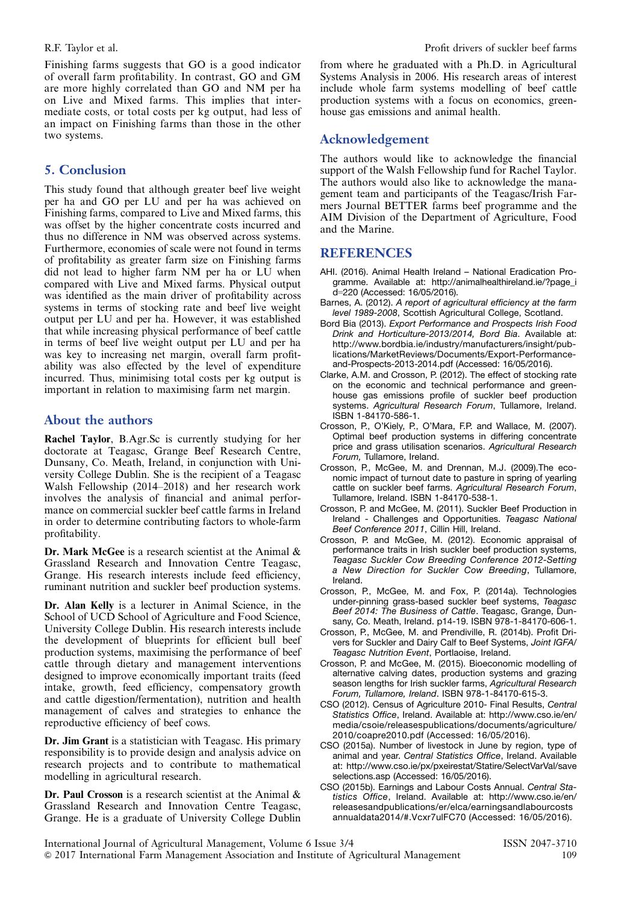Finishing farms suggests that GO is a good indicator of overall farm profitability. In contrast, GO and GM are more highly correlated than GO and NM per ha on Live and Mixed farms. This implies that intermediate costs, or total costs per kg output, had less of an impact on Finishing farms than those in the other two systems.

## 5. Conclusion

This study found that although greater beef live weight per ha and GO per LU and per ha was achieved on Finishing farms, compared to Live and Mixed farms, this was offset by the higher concentrate costs incurred and thus no difference in NM was observed across systems. Furthermore, economies of scale were not found in terms of profitability as greater farm size on Finishing farms did not lead to higher farm NM per ha or LU when compared with Live and Mixed farms. Physical output was identified as the main driver of profitability across systems in terms of stocking rate and beef live weight output per LU and per ha. However, it was established that while increasing physical performance of beef cattle in terms of beef live weight output per LU and per ha was key to increasing net margin, overall farm profitability was also effected by the level of expenditure incurred. Thus, minimising total costs per kg output is important in relation to maximising farm net margin.

## About the authors

**Rachel Taylor**, B.Agr.Sc is currently studying for her doctorate at Teagasc, Grange Beef Research Centre, Dunsany, Co. Meath, Ireland, in conjunction with University College Dublin. She is the recipient of a Teagasc Walsh Fellowship (2014–2018) and her research work involves the analysis of financial and animal performance on commercial suckler beef cattle farms in Ireland in order to determine contributing factors to whole-farm profitability.

**Dr. Mark McGee** is a research scientist at the Animal & Grassland Research and Innovation Centre Teagasc, Grange. His research interests include feed efficiency, ruminant nutrition and suckler beef production systems.

**Dr. Alan Kelly** is a lecturer in Animal Science, in the School of UCD School of Agriculture and Food Science, University College Dublin. His research interests include the development of blueprints for efficient bull beef production systems, maximising the performance of beef cattle through dietary and management interventions designed to improve economically important traits (feed intake, growth, feed efficiency, compensatory growth and cattle digestion/fermentation), nutrition and health management of calves and strategies to enhance the reproductive efficiency of beef cows.

**Dr. Jim Grant** is a statistician with Teagasc. His primary responsibility is to provide design and analysis advice on research projects and to contribute to mathematical modelling in agricultural research.

**Dr. Paul Crosson** is a research scientist at the Animal & Grassland Research and Innovation Centre Teagasc, Grange. He is a graduate of University College Dublin from where he graduated with a Ph.D. in Agricultural Systems Analysis in 2006. His research areas of interest include whole farm systems modelling of beef cattle production systems with a focus on economics, greenhouse gas emissions and animal health.

## Acknowledgement

The authors would like to acknowledge the financial support of the Walsh Fellowship fund for Rachel Taylor. The authors would also like to acknowledge the management team and participants of the Teagasc/Irish Farmers Journal BETTER farms beef programme and the AIM Division of the Department of Agriculture, Food and the Marine.

## REFERENCES

AHI. (2016). Animal Health Ireland – National Eradication Programme. Available at: http://animalhealthireland.ie/?page_id=220 (Accessed: 16/05/2016).

Barnes, A. (2012). *A report of agricultural efficiency at the farm level 1989-2008*, Scottish Agricultural College, Scotland.

Bord Bia (2013). *Export Performance and Prospects Irish Food Drink and Horticulture-2013/2014, Bord Bia*. Available at: http://www.bordbia.ie/industry/manufacturers/insight/publications/MarketReviews/Documents/Export-Performance-and-Prospects-2013-2014.pdf (Accessed: 16/05/2016).

Clarke, A.M. and Crosson, P. (2012). The effect of stocking rate on the economic and technical performance and greenhouse gas emissions profile of suckler beef production systems. *Agricultural Research Forum*, Tullamore, Ireland. ISBN 1-84170-586-1.

Crosson, P., O'Kiely, P., O'Mara, F.P. and Wallace, M. (2007). Optimal beef production systems in differing concentrate price and grass utilisation scenarios. *Agricultural Research Forum,* Tullamore, Ireland.

Crosson, P., McGee, M. and Drennan, M.J. (2009).The economic impact of turnout date to pasture in spring of yearling cattle on suckler beef farms. *Agricultural Research Forum*, Tullamore, Ireland. ISBN 1-84170-538-1.

Crosson, P. and McGee, M. (2011). Suckler Beef Production in Ireland - Challenges and Opportunities. *Teagasc National Beef Conference 2011*, Cillin Hill, Ireland.

Crosson, P. and McGee, M. (2012). Economic appraisal of performance traits in Irish suckler beef production systems, *Teagasc Suckler Cow Breeding Conference 2012-Setting a New Direction for Suckler Cow Breeding*, Tullamore, Ireland.

Crosson, P., McGee, M. and Fox, P. (2014a). Technologies under-pinning grass-based suckler beef systems, *Teagasc Beef 2014: The Business of Cattle*. Teagasc, Grange, Dunsany, Co. Meath, Ireland. p14-19. ISBN 978-1-84170-606-1.

Crosson, P., McGee, M. and Prendiville, R. (2014b). Profit Drivers for Suckler and Dairy Calf to Beef Systems, *Joint IGFA/Teagasc Nutrition Event*, Portlaoise, Ireland.

Crosson, P. and McGee, M. (2015). Bioeconomic modelling of alternative calving dates, production systems and grazing season lengths for Irish suckler farms, *Agricultural Research Forum, Tullamore, Ireland*. ISBN 978-1-84170-615-3.

CSO (2012). Census of Agriculture 2010- Final Results, *Central Statistics Office*, Ireland. Available at: http://www.cso.ie/en/media/csoie/releasespublications/documents/agriculture/2010/coapre2010.pdf (Accessed: 16/05/2016).

CSO (2015a). Number of livestock in June by region, type of animal and year. *Central Statistics Office*, Ireland. Available at: http://www.cso.ie/px/pxeirestat/Statire/SelectVarVal/saveselections.asp (Accessed: 16/05/2016).

CSO (2015b). Earnings and Labour Costs Annual. *Central Statistics Office*, Ireland. Available at: http://www.cso.ie/en/releasesandpublications/er/elca/earningsandlabourcostsannualdata2014/#.Vcxr7ulFC70 (Accessed: 16/05/2016).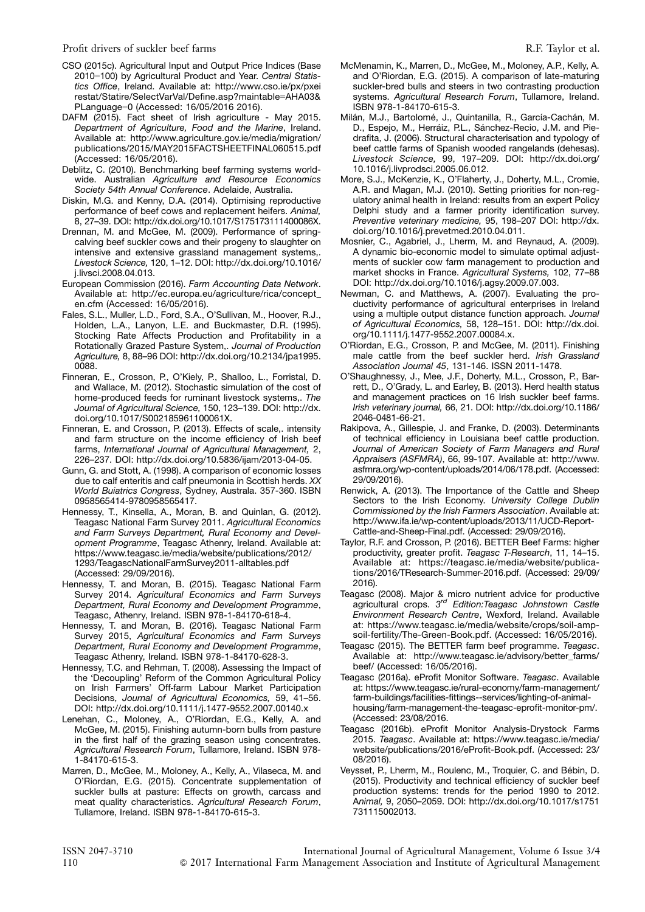CSO (2015c). Agricultural Input and Output Price Indices (Base 2010=100) by Agricultural Product and Year. *Central Statistics Office*, Ireland. Available at: http://www.cso.ie/px/pxeirestat/Statire/SelectVarVal/Define.asp?maintable=AHA03&PLanguage=0 (Accessed: 16/05/2016 2016).

DAFM (2015). Fact sheet of Irish agriculture - May 2015. *Department of Agriculture, Food and the Marine*, Ireland. Available at: http://www.agriculture.gov.ie/media/migration/publications/2015/MAY2015FACTSHEETFINAL060515.pdf (Accessed: 16/05/2016).

Deblitz, C. (2010). Benchmarking beef farming systems worldwide. Australian *Agriculture and Resource Economics Society 54th Annual Conference*. Adelaide, Australia.

Diskin, M.G. and Kenny, D.A. (2014). Optimising reproductive performance of beef cows and replacement heifers. *Animal,* 8, 27–39. DOI: http://dx.doi.org/10.1017/S175173111400086X.

Drennan, M. and McGee, M. (2009). Performance of spring-calving beef suckler cows and their progeny to slaughter on intensive and extensive grassland management systems,. *Livestock Science,* 120, 1–12. DOI: http://dx.doi.org/10.1016/j.livsci.2008.04.013.

European Commission (2016). *Farm Accounting Data Network*. Available at: http://ec.europa.eu/agriculture/rica/concept_en.cfm (Accessed: 16/05/2016).

Fales, S.L., Muller, L.D., Ford, S.A., O'Sullivan, M., Hoover, R.J., Holden, L.A., Lanyon, L.E. and Buckmaster, D.R. (1995). Stocking Rate Affects Production and Profitability in a Rotationally Grazed Pasture System,. *Journal of Production Agriculture,* 8, 88–96 DOI: http://dx.doi.org/10.2134/jpa1995.0088.

Finneran, E., Crosson, P., O'Kiely, P., Shalloo, L., Forristal, D. and Wallace, M. (2012). Stochastic simulation of the cost of home-produced feeds for ruminant livestock systems,. *The Journal of Agricultural Science,* 150, 123–139. DOI: http://dx.doi.org/10.1017/S002185961100061X.

Finneran, E. and Crosson, P. (2013). Effects of scale,. intensity and farm structure on the income efficiency of Irish beef farms, *International Journal of Agricultural Management,* 2, 226–237. DOI: http://dx.doi.org/10.5836/ijam/2013-04-05.

Gunn, G. and Stott, A. (1998). A comparison of economic losses due to calf enteritis and calf pneumonia in Scottish herds. *XX World Buiatrics Congress*, Sydney, Australa. 357-360. ISBN 0958565414-9780958565417.

Hennessy, T., Kinsella, A., Moran, B. and Quinlan, G. (2012). Teagasc National Farm Survey 2011. *Agricultural Economics and Farm Surveys Department, Rural Economy and Development Programme*, Teagasc Athenry, Ireland. Available at: https://www.teagasc.ie/media/website/publications/2012/1293/TeagascNationalFarmSurvey2011-alltables.pdf (Accessed: 29/09/2016).

Hennessy, T. and Moran, B. (2015). Teagasc National Farm Survey 2014. *Agricultural Economics and Farm Surveys Department, Rural Economy and Development Programme*, Teagasc, Athenry, Ireland. ISBN 978-1-84170-618-4.

Hennessy, T. and Moran, B. (2016). Teagasc National Farm Survey 2015, *Agricultural Economics and Farm Surveys Department, Rural Economy and Development Programme*, Teagasc Athenry, Ireland. ISBN 978-1-84170-628-3.

Hennessy, T.C. and Rehman, T. (2008). Assessing the Impact of the 'Decoupling' Reform of the Common Agricultural Policy on Irish Farmers' Off-farm Labour Market Participation Decisions, *Journal of Agricultural Economics,* 59, 41–56. DOI: http://dx.doi.org/10.1111/j.1477-9552.2007.00140.x

Lenehan, C., Moloney, A., O'Riordan, E.G., Kelly, A. and McGee, M. (2015). Finishing autumn-born bulls from pasture in the first half of the grazing season using concentrates. *Agricultural Research Forum*, Tullamore, Ireland. ISBN 978-1-84170-615-3.

Marren, D., McGee, M., Moloney, A., Kelly, A., Vilaseca, M. and O'Riordan, E.G. (2015). Concentrate supplementation of suckler bulls at pasture: Effects on growth, carcass and meat quality characteristics. *Agricultural Research Forum*, Tullamore, Ireland. ISBN 978-1-84170-615-3.

McMenamin, K., Marren, D., McGee, M., Moloney, A.P., Kelly, A. and O'Riordan, E.G. (2015). A comparison of late-maturing suckler-bred bulls and steers in two contrasting production systems. *Agricultural Research Forum*, Tullamore, Ireland. ISBN 978-1-84170-615-3.

Milán, M.J., Bartolomé, J., Quintanilla, R., García-Cachán, M. D., Espejo, M., Herráiz, P.L., Sánchez-Recio, J.M. and Piedrafita, J. (2006). Structural characterisation and typology of beef cattle farms of Spanish wooded rangelands (dehesas). *Livestock Science,* 99, 197–209. DOI: http://dx.doi.org/10.1016/j.livprodsci.2005.06.012.

More, S.J., McKenzie, K., O'Flaherty, J., Doherty, M.L., Cromie, A.R. and Magan, M.J. (2010). Setting priorities for non-regulatory animal health in Ireland: results from an expert Policy Delphi study and a farmer priority identification survey. *Preventive veterinary medicine,* 95, 198–207 DOI: http://dx.doi.org/10.1016/j.prevetmed.2010.04.011.

Mosnier, C., Agabriel, J., Lherm, M. and Reynaud, A. (2009). A dynamic bio-economic model to simulate optimal adjustments of suckler cow farm management to production and market shocks in France. *Agricultural Systems,* 102, 77–88 DOI: http://dx.doi.org/10.1016/j.agsy.2009.07.003.

Newman, C. and Matthews, A. (2007). Evaluating the productivity performance of agricultural enterprises in Ireland using a multiple output distance function approach. *Journal of Agricultural Economics,* 58, 128–151. DOI: http://dx.doi.org/10.1111/j.1477-9552.2007.00084.x.

O'Riordan, E.G., Crosson, P. and McGee, M. (2011). Finishing male cattle from the beef suckler herd. *Irish Grassland Association Journal 45*, 131-146. ISSN 2011-1478.

O'Shaughnessy, J., Mee, J.F., Doherty, M.L., Crosson, P., Barrett, D., O'Grady, L. and Earley, B. (2013). Herd health status and management practices on 16 Irish suckler beef farms. *Irish veterinary journal,* 66, 21. DOI: http://dx.doi.org/10.1186/2046-0481-66-21.

Rakipova, A., Gillespie, J. and Franke, D. (2003). Determinants of technical efficiency in Louisiana beef cattle production. *Journal of American Society of Farm Managers and Rural Appraisers (ASFMRA)*, 66, 99-107. Available at: http://www.asfmra.org/wp-content/uploads/2014/06/178.pdf. (Accessed: 29/09/2016).

Renwick, A. (2013). The Importance of the Cattle and Sheep Sectors to the Irish Economy. *University College Dublin Commissioned by the Irish Farmers Association*. Available at: http://www.ifa.ie/wp-content/uploads/2013/11/UCD-Report-Cattle-and-Sheep-Final.pdf. (Accessed: 29/09/2016).

Taylor, R.F. and Crosson, P. (2016). BETTER Beef Farms: higher productivity, greater profit. *Teagasc T-Research*, 11, 14–15. Available at: https://teagasc.ie/media/website/publications/2016/TResearch-Summer-2016.pdf. (Accessed: 29/09/2016).

Teagasc (2008). Major & micro nutrient advice for productive agricultural crops. *3rd Edition:Teagasc Johnstown Castle Environment Research Centre*, Wexford, Ireland. Available at: https://www.teagasc.ie/media/website/crops/soil-amp-soil-fertility/The-Green-Book.pdf. (Accessed: 16/05/2016).

Teagasc (2015). The BETTER farm beef programme. *Teagasc*. Available at: http://www.teagasc.ie/advisory/better_farms/beef/ (Accessed: 16/05/2016).

Teagasc (2016a). eProfit Monitor Software. *Teagasc*. Available at: https://www.teagasc.ie/rural-economy/farm-management/farm-buildings/facilities-fittings--services/lighting-of-animal-housing/farm-management-the-teagasc-eprofit-monitor-pm/. (Accessed: 23/08/2016.

Teagasc (2016b). eProfit Monitor Analysis-Drystock Farms 2015. *Teagasc*. Available at: https://www.teagasc.ie/media/website/publications/2016/eProfit-Book.pdf. (Accessed: 23/08/2016).

Veysset, P., Lherm, M., Roulenc, M., Troquier, C. and Bébin, D. (2015). Productivity and technical efficiency of suckler beef production systems: trends for the period 1990 to 2012. *Animal,* 9, 2050–2059. DOI: http://dx.doi.org/10.1017/s1751731115002013.